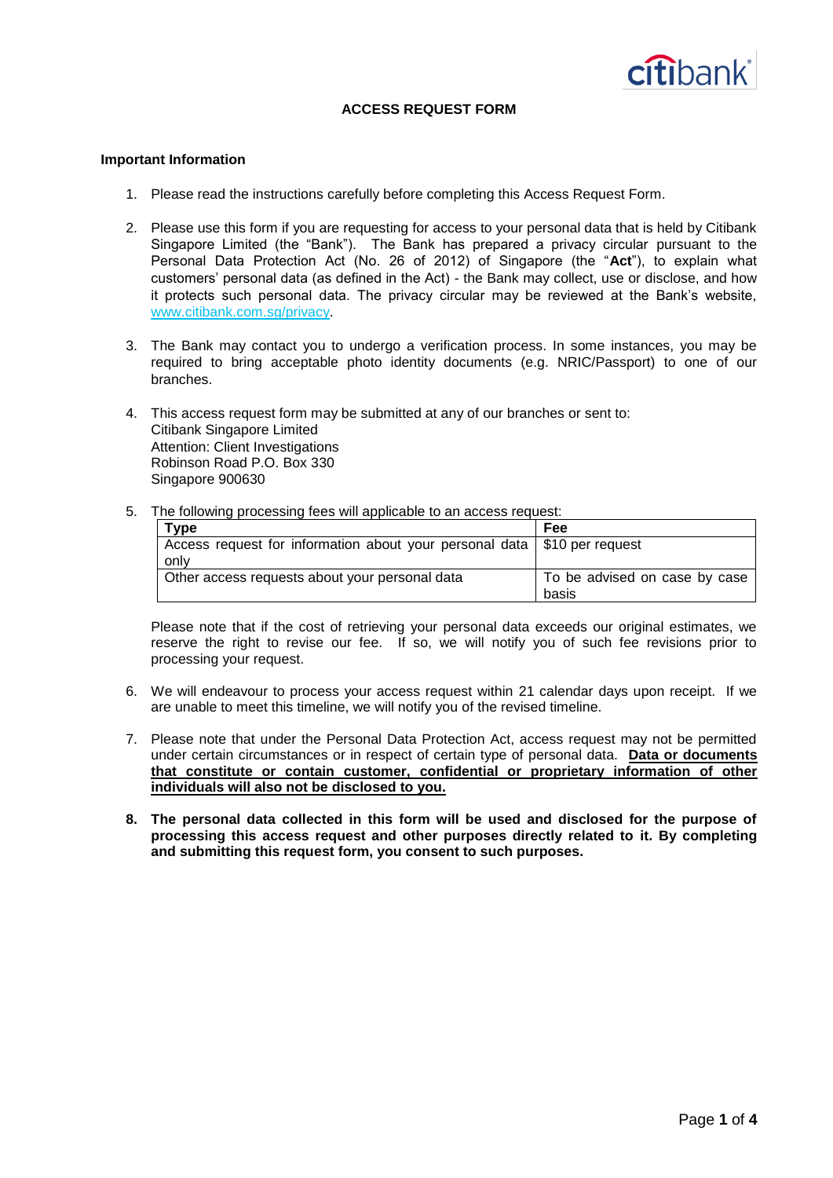# ACCESS REQUEST FORM

## Important Information

1. Please read the instructions carefully before completing this Access Request Form.

2. Please use this form if you are requesting for access to your personal data that is held by Citibank Singapore Limited (the "Bank"). The Bank has prepared a privacy circular pursuant to the Personal Data Protection Act (No. 26 of 2012) of Singapore (the "**Act**"), to explain what customers' personal data (as defined in the Act) - the Bank may collect, use or disclose, and how it protects such personal data. The privacy circular may be reviewed at the Bank's website, www.citibank.com.sg/privacy.

3. The Bank may contact you to undergo a verification process. In some instances, you may be required to bring acceptable photo identity documents (e.g. NRIC/Passport) to one of our branches.

4. This access request form may be submitted at any of our branches or sent to:
   Citibank Singapore Limited
   Attention: Client Investigations
   Robinson Road P.O. Box 330
   Singapore 900630

5. The following processing fees will applicable to an access request:

   | Type | Fee |
   |---|---|
   | Access request for information about your personal data only | $10 per request |
   | Other access requests about your personal data | To be advised on case by case basis |

   Please note that if the cost of retrieving your personal data exceeds our original estimates, we reserve the right to revise our fee. If so, we will notify you of such fee revisions prior to processing your request.

6. We will endeavour to process your access request within 21 calendar days upon receipt. If we are unable to meet this timeline, we will notify you of the revised timeline.

7. Please note that under the Personal Data Protection Act, access request may not be permitted under certain circumstances or in respect of certain type of personal data. **<u>Data or documents that constitute or contain customer, confidential or proprietary information of other individuals will also not be disclosed to you.</u>**

8. **The personal data collected in this form will be used and disclosed for the purpose of processing this access request and other purposes directly related to it. By completing and submitting this request form, you consent to such purposes.**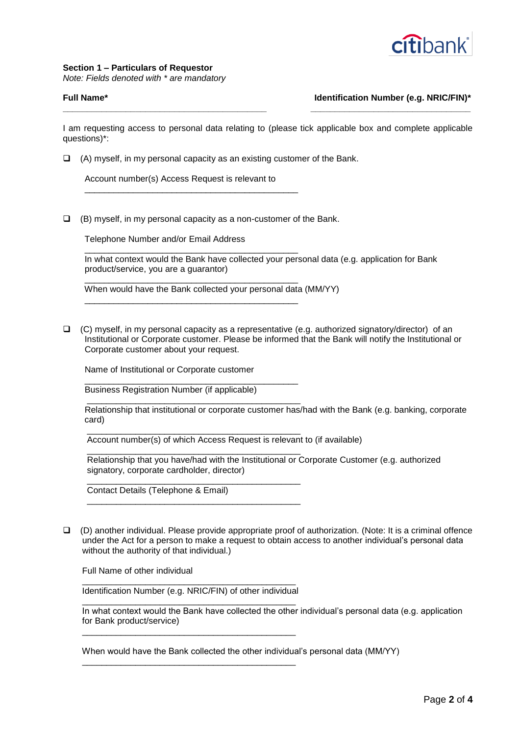**Section 1 – Particulars of Requestor**

*Note: Fields denoted with * are mandatory*

**Full Name*** \_\_\_\_\_\_\_\_\_\_\_\_\_\_\_\_\_\_\_\_\_\_\_\_\_\_\_\_\_\_\_\_\_\_\_\_\_\_\_\_

**Identification Number (e.g. NRIC/FIN)*** \_\_\_\_\_\_\_\_\_\_\_\_\_\_\_\_\_\_\_\_\_\_\_\_\_\_\_\_\_\_\_\_

I am requesting access to personal data relating to (please tick applicable box and complete applicable questions)*:

☐ (A) myself, in my personal capacity as an existing customer of the Bank.

Account number(s) Access Request is relevant to

\_\_\_\_\_\_\_\_\_\_\_\_\_\_\_\_\_\_\_\_\_\_\_\_\_\_\_\_\_\_\_\_\_\_\_\_\_\_\_\_\_\_\_\_

☐ (B) myself, in my personal capacity as a non-customer of the Bank.

Telephone Number and/or Email Address

\_\_\_\_\_\_\_\_\_\_\_\_\_\_\_\_\_\_\_\_\_\_\_\_\_\_\_\_\_\_\_\_\_\_\_\_\_\_\_\_\_\_\_\_

In what context would the Bank have collected your personal data (e.g. application for Bank product/service, you are a guarantor)

\_\_\_\_\_\_\_\_\_\_\_\_\_\_\_\_\_\_\_\_\_\_\_\_\_\_\_\_\_\_\_\_\_\_\_\_\_\_\_\_\_\_\_\_

When would have the Bank collected your personal data (MM/YY)

\_\_\_\_\_\_\_\_\_\_\_\_\_\_\_\_\_\_\_\_\_\_\_\_\_\_\_\_\_\_\_\_\_\_\_\_\_\_\_\_\_\_\_\_

☐ (C) myself, in my personal capacity as a representative (e.g. authorized signatory/director) of an Institutional or Corporate customer. Please be informed that the Bank will notify the Institutional or Corporate customer about your request.

Name of Institutional or Corporate customer

\_\_\_\_\_\_\_\_\_\_\_\_\_\_\_\_\_\_\_\_\_\_\_\_\_\_\_\_\_\_\_\_\_\_\_\_\_\_\_\_\_\_\_\_

Business Registration Number (if applicable)

\_\_\_\_\_\_\_\_\_\_\_\_\_\_\_\_\_\_\_\_\_\_\_\_\_\_\_\_\_\_\_\_\_\_\_\_\_\_\_\_\_\_\_\_

Relationship that institutional or corporate customer has/had with the Bank (e.g. banking, corporate card)

\_\_\_\_\_\_\_\_\_\_\_\_\_\_\_\_\_\_\_\_\_\_\_\_\_\_\_\_\_\_\_\_\_\_\_\_\_\_\_\_\_\_\_\_

Account number(s) of which Access Request is relevant to (if available)

\_\_\_\_\_\_\_\_\_\_\_\_\_\_\_\_\_\_\_\_\_\_\_\_\_\_\_\_\_\_\_\_\_\_\_\_\_\_\_\_\_\_\_\_

Relationship that you have/had with the Institutional or Corporate Customer (e.g. authorized signatory, corporate cardholder, director)

\_\_\_\_\_\_\_\_\_\_\_\_\_\_\_\_\_\_\_\_\_\_\_\_\_\_\_\_\_\_\_\_\_\_\_\_\_\_\_\_\_\_\_\_

Contact Details (Telephone & Email)

\_\_\_\_\_\_\_\_\_\_\_\_\_\_\_\_\_\_\_\_\_\_\_\_\_\_\_\_\_\_\_\_\_\_\_\_\_\_\_\_\_\_\_\_

☐ (D) another individual. Please provide appropriate proof of authorization. (Note: It is a criminal offence under the Act for a person to make a request to obtain access to another individual's personal data without the authority of that individual.)

Full Name of other individual

\_\_\_\_\_\_\_\_\_\_\_\_\_\_\_\_\_\_\_\_\_\_\_\_\_\_\_\_\_\_\_\_\_\_\_\_\_\_\_\_\_\_\_\_

Identification Number (e.g. NRIC/FIN) of other individual

\_\_\_\_\_\_\_\_\_\_\_\_\_\_\_\_\_\_\_\_\_\_\_\_\_\_\_\_\_\_\_\_\_\_\_\_\_\_\_\_\_\_\_\_

In what context would the Bank have collected the other individual's personal data (e.g. application for Bank product/service)

\_\_\_\_\_\_\_\_\_\_\_\_\_\_\_\_\_\_\_\_\_\_\_\_\_\_\_\_\_\_\_\_\_\_\_\_\_\_\_\_\_\_\_\_

When would have the Bank collected the other individual's personal data (MM/YY)

\_\_\_\_\_\_\_\_\_\_\_\_\_\_\_\_\_\_\_\_\_\_\_\_\_\_\_\_\_\_\_\_\_\_\_\_\_\_\_\_\_\_\_\_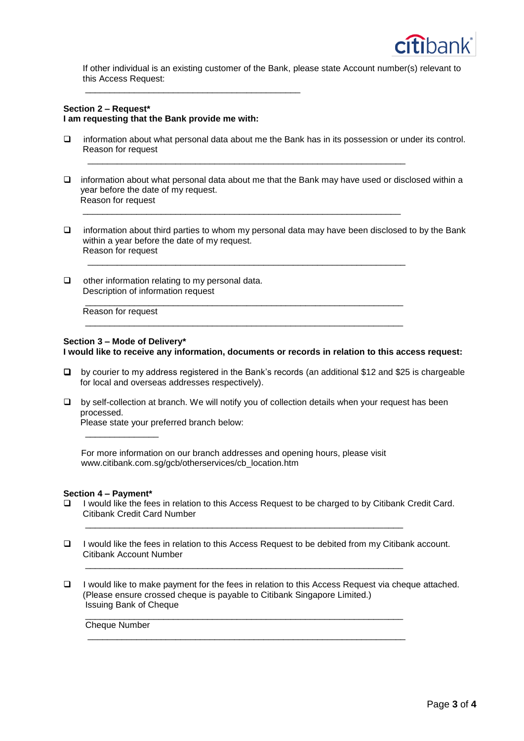If other individual is an existing customer of the Bank, please state Account number(s) relevant to this Access Request:

_____________________________________________

**Section 2 – Request***
**I am requesting that the Bank provide me with:**

- ☐ information about what personal data about me the Bank has in its possession or under its control.
  Reason for request
  _____________________________________________________________________

- ☐ information about what personal data about me that the Bank may have used or disclosed within a year before the date of my request.
  Reason for request
  _____________________________________________________________________

- ☐ information about third parties to whom my personal data may have been disclosed to by the Bank within a year before the date of my request.
  Reason for request
  _____________________________________________________________________

- ☐ other information relating to my personal data.
  Description of information request
  _____________________________________________________________________
  Reason for request
  _____________________________________________________________________

**Section 3 – Mode of Delivery***
**I would like to receive any information, documents or records in relation to this access request:**

- ☐ by courier to my address registered in the Bank's records (an additional $12 and $25 is chargeable for local and overseas addresses respectively).

- ☐ by self-collection at branch. We will notify you of collection details when your request has been processed.
  Please state your preferred branch below:
  _______________

  For more information on our branch addresses and opening hours, please visit www.citibank.com.sg/gcb/otherservices/cb_location.htm

**Section 4 – Payment***

- ☐ I would like the fees in relation to this Access Request to be charged to by Citibank Credit Card.
  Citibank Credit Card Number
  _____________________________________________________________________

- ☐ I would like the fees in relation to this Access Request to be debited from my Citibank account.
  Citibank Account Number
  _____________________________________________________________________

- ☐ I would like to make payment for the fees in relation to this Access Request via cheque attached. (Please ensure crossed cheque is payable to Citibank Singapore Limited.)
  Issuing Bank of Cheque
  _____________________________________________________________________
  Cheque Number
  _____________________________________________________________________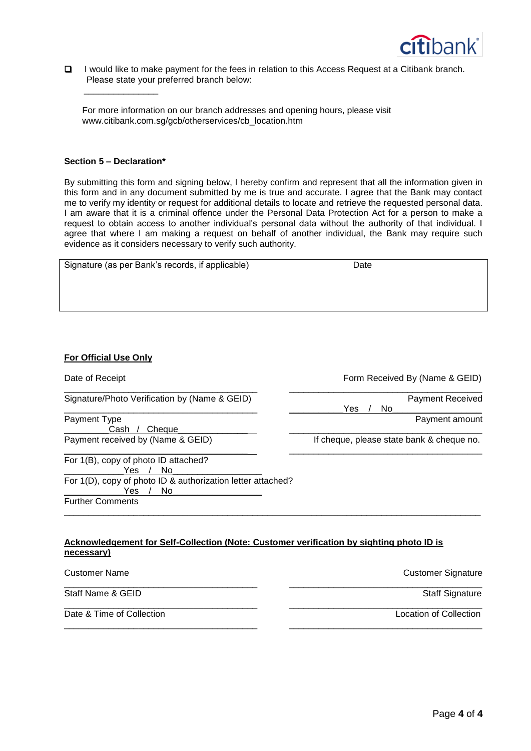- [ ] I would like to make payment for the fees in relation to this Access Request at a Citibank branch. Please state your preferred branch below:

  _______________

  For more information on our branch addresses and opening hours, please visit www.citibank.com.sg/gcb/otherservices/cb_location.htm

**Section 5 – Declaration***

By submitting this form and signing below, I hereby confirm and represent that all the information given in this form and in any document submitted by me is true and accurate. I agree that the Bank may contact me to verify my identity or request for additional details to locate and retrieve the requested personal data. I am aware that it is a criminal offence under the Personal Data Protection Act for a person to make a request to obtain access to another individual's personal data without the authority of that individual. I agree that where I am making a request on behalf of another individual, the Bank may require such evidence as it considers necessary to verify such authority.

| Signature (as per Bank's records, if applicable) | Date |
|---|---|
| | |

**For Official Use Only**

| | |
|---|---|
| Date of Receipt | Form Received By (Name & GEID) |
| Signature/Photo Verification by (Name & GEID) | Payment Received<br>Yes / No |
| Payment Type<br>Cash / Cheque | Payment amount |
| Payment received by (Name & GEID) | If cheque, please state bank & cheque no. |

For 1(B), copy of photo ID attached?
Yes / No

For 1(D), copy of photo ID & authorization letter attached?
Yes / No

Further Comments

_______________________________________________________________________________

**Acknowledgement for Self-Collection (Note: Customer verification by sighting photo ID is necessary)**

| | |
|---|---|
| Customer Name | Customer Signature |
| Staff Name & GEID | Staff Signature |
| Date & Time of Collection | Location of Collection |